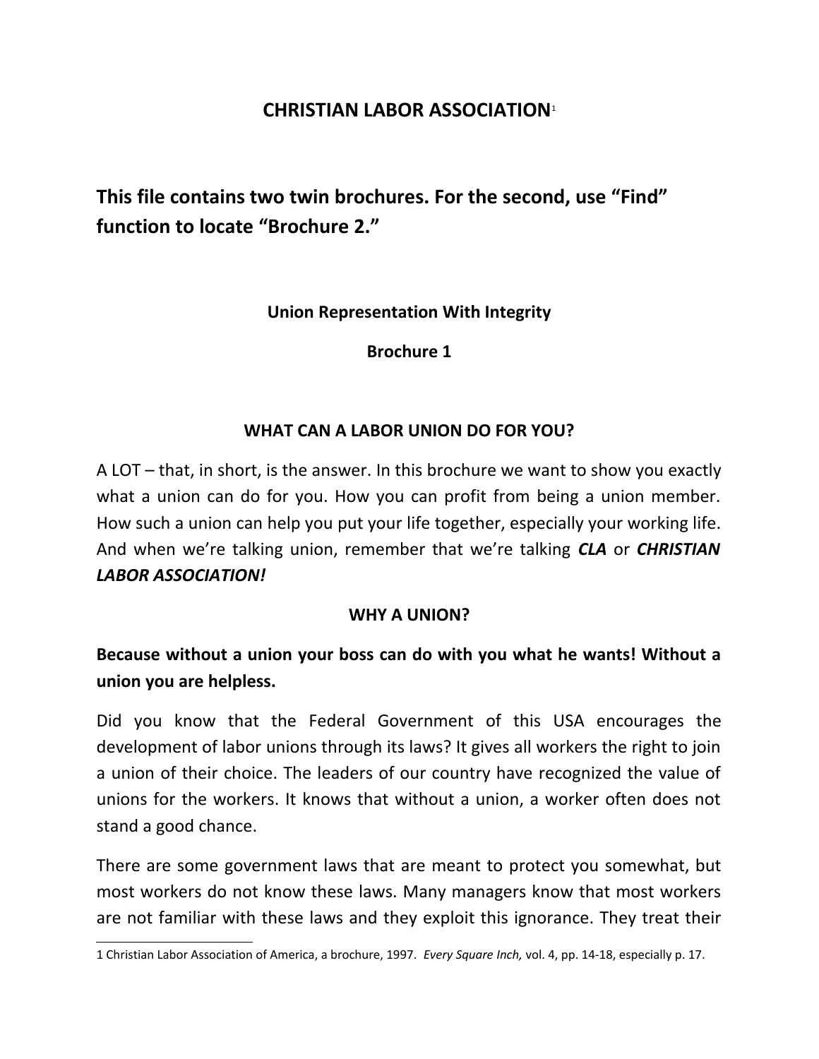# CHRISTIAN LABOR ASSOCIATION[1]

## This file contains two twin brochures. For the second, use "Find" function to locate "Brochure 2."

### Union Representation With Integrity

### Brochure 1

### WHAT CAN A LABOR UNION DO FOR YOU?

A LOT – that, in short, is the answer. In this brochure we want to show you exactly what a union can do for you. How you can profit from being a union member. How such a union can help you put your life together, especially your working life. And when we're talking union, remember that we're talking ***CLA*** or ***CHRISTIAN LABOR ASSOCIATION!***

### WHY A UNION?

**Because without a union your boss can do with you what he wants! Without a union you are helpless.**

Did you know that the Federal Government of this USA encourages the development of labor unions through its laws? It gives all workers the right to join a union of their choice. The leaders of our country have recognized the value of unions for the workers. It knows that without a union, a worker often does not stand a good chance.

There are some government laws that are meant to protect you somewhat, but most workers do not know these laws. Many managers know that most workers are not familiar with these laws and they exploit this ignorance. They treat their

---

1 Christian Labor Association of America, a brochure, 1997. *Every Square Inch,* vol. 4, pp. 14-18, especially p. 17.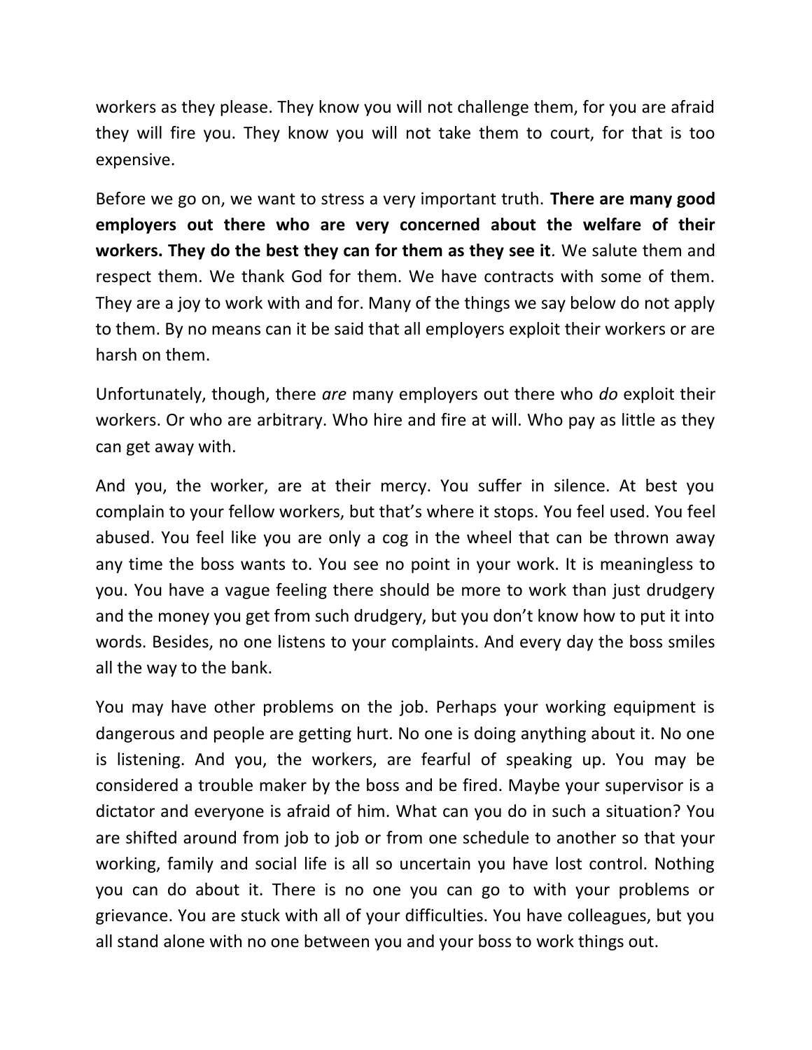workers as they please. They know you will not challenge them, for you are afraid they will fire you. They know you will not take them to court, for that is too expensive.

Before we go on, we want to stress a very important truth. **There are many good employers out there who are very concerned about the welfare of their workers. They do the best they can for them as they see it**. We salute them and respect them. We thank God for them. We have contracts with some of them. They are a joy to work with and for. Many of the things we say below do not apply to them. By no means can it be said that all employers exploit their workers or are harsh on them.

Unfortunately, though, there *are* many employers out there who *do* exploit their workers. Or who are arbitrary. Who hire and fire at will. Who pay as little as they can get away with.

And you, the worker, are at their mercy. You suffer in silence. At best you complain to your fellow workers, but that's where it stops. You feel used. You feel abused. You feel like you are only a cog in the wheel that can be thrown away any time the boss wants to. You see no point in your work. It is meaningless to you. You have a vague feeling there should be more to work than just drudgery and the money you get from such drudgery, but you don't know how to put it into words. Besides, no one listens to your complaints. And every day the boss smiles all the way to the bank.

You may have other problems on the job. Perhaps your working equipment is dangerous and people are getting hurt. No one is doing anything about it. No one is listening. And you, the workers, are fearful of speaking up. You may be considered a trouble maker by the boss and be fired. Maybe your supervisor is a dictator and everyone is afraid of him. What can you do in such a situation? You are shifted around from job to job or from one schedule to another so that your working, family and social life is all so uncertain you have lost control. Nothing you can do about it. There is no one you can go to with your problems or grievance. You are stuck with all of your difficulties. You have colleagues, but you all stand alone with no one between you and your boss to work things out.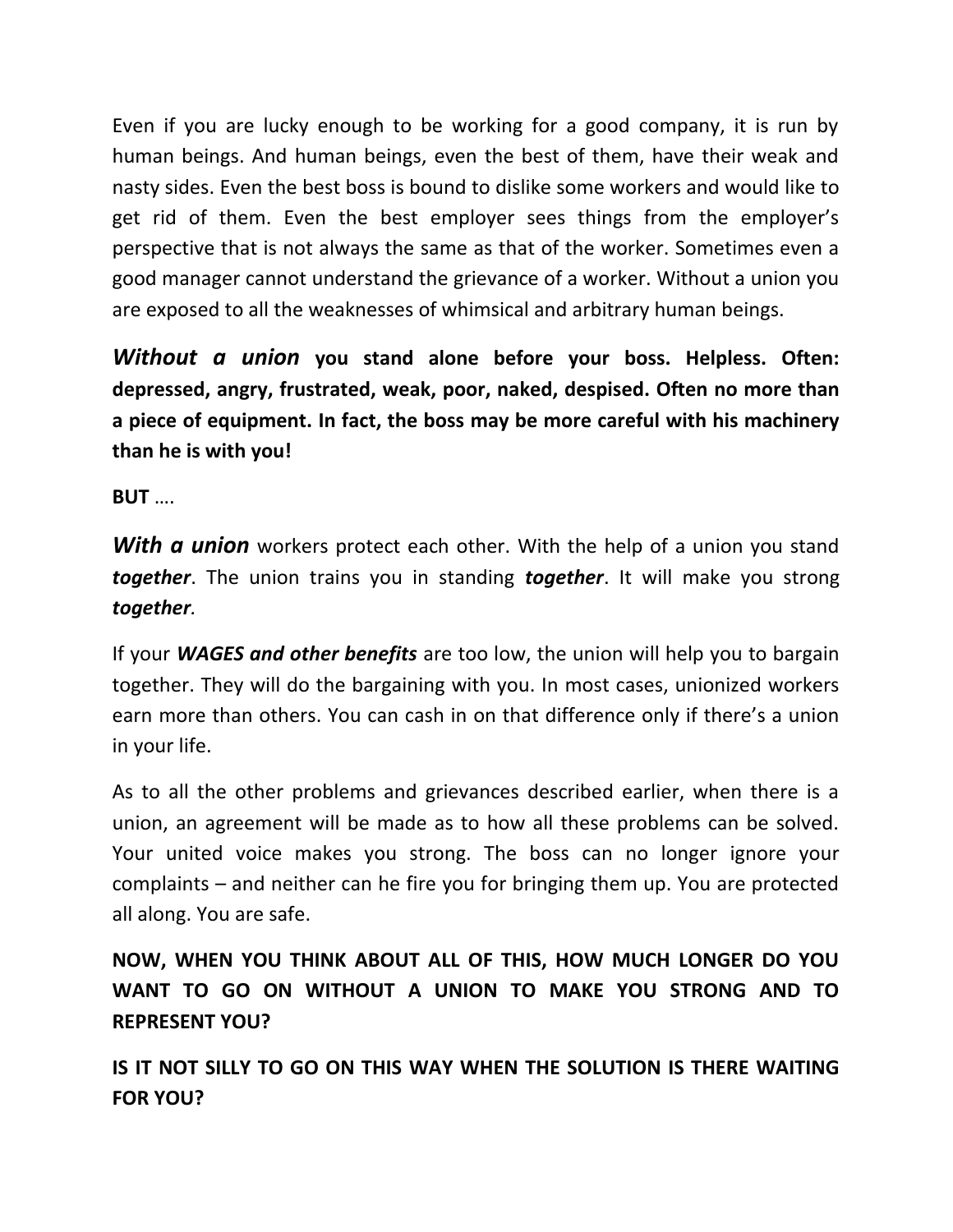Even if you are lucky enough to be working for a good company, it is run by human beings. And human beings, even the best of them, have their weak and nasty sides. Even the best boss is bound to dislike some workers and would like to get rid of them. Even the best employer sees things from the employer's perspective that is not always the same as that of the worker. Sometimes even a good manager cannot understand the grievance of a worker. Without a union you are exposed to all the weaknesses of whimsical and arbitrary human beings.

***Without a union*** **you stand alone before your boss. Helpless. Often: depressed, angry, frustrated, weak, poor, naked, despised. Often no more than a piece of equipment. In fact, the boss may be more careful with his machinery than he is with you!**

**BUT** ….

***With a union*** workers protect each other. With the help of a union you stand ***together***. The union trains you in standing ***together***. It will make you strong ***together***.

If your ***WAGES and other benefits*** are too low, the union will help you to bargain together. They will do the bargaining with you. In most cases, unionized workers earn more than others. You can cash in on that difference only if there's a union in your life.

As to all the other problems and grievances described earlier, when there is a union, an agreement will be made as to how all these problems can be solved. Your united voice makes you strong. The boss can no longer ignore your complaints – and neither can he fire you for bringing them up. You are protected all along. You are safe.

**NOW, WHEN YOU THINK ABOUT ALL OF THIS, HOW MUCH LONGER DO YOU WANT TO GO ON WITHOUT A UNION TO MAKE YOU STRONG AND TO REPRESENT YOU?**

**IS IT NOT SILLY TO GO ON THIS WAY WHEN THE SOLUTION IS THERE WAITING FOR YOU?**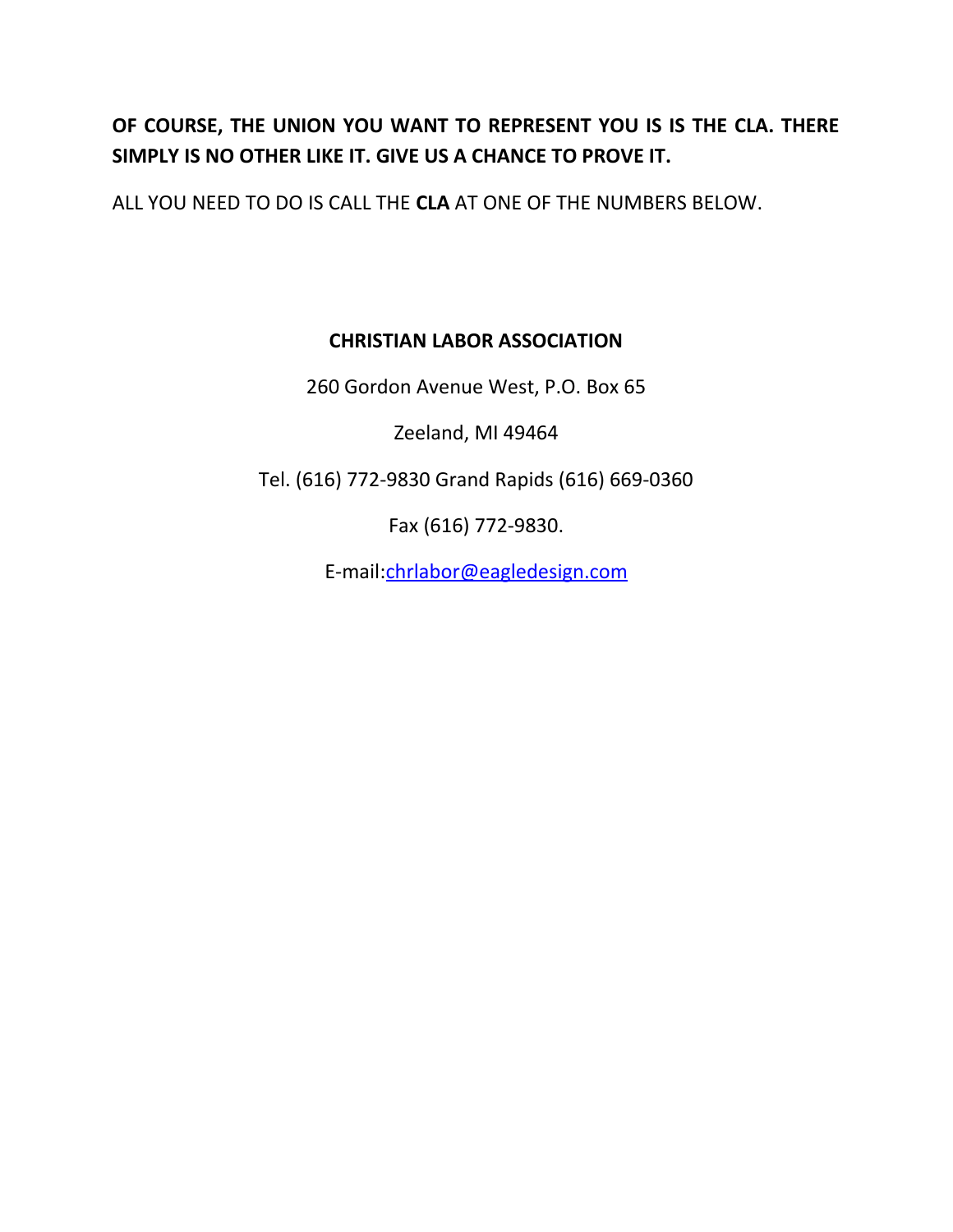**OF COURSE, THE UNION YOU WANT TO REPRESENT YOU IS IS THE CLA. THERE SIMPLY IS NO OTHER LIKE IT. GIVE US A CHANCE TO PROVE IT.**

ALL YOU NEED TO DO IS CALL THE **CLA** AT ONE OF THE NUMBERS BELOW.

**CHRISTIAN LABOR ASSOCIATION**

260 Gordon Avenue West, P.O. Box 65

Zeeland, MI 49464

Tel. (616) 772-9830 Grand Rapids (616) 669-0360

Fax (616) 772-9830.

E-mail:chrlabor@eagledesign.com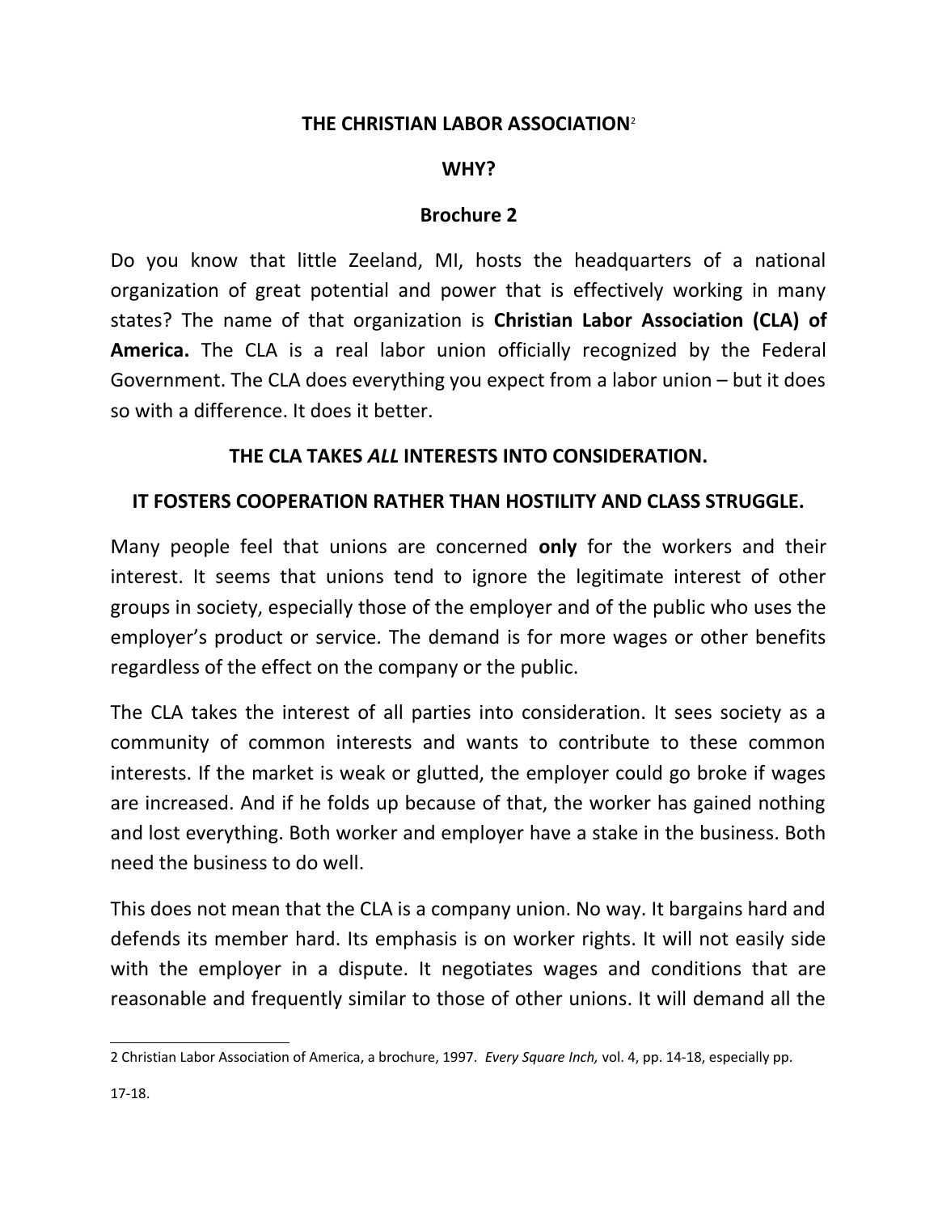## THE CHRISTIAN LABOR ASSOCIATION[2]

## WHY?

## Brochure 2

Do you know that little Zeeland, MI, hosts the headquarters of a national organization of great potential and power that is effectively working in many states? The name of that organization is **Christian Labor Association (CLA) of America.** The CLA is a real labor union officially recognized by the Federal Government. The CLA does everything you expect from a labor union – but it does so with a difference. It does it better.

### THE CLA TAKES *ALL* INTERESTS INTO CONSIDERATION.

### IT FOSTERS COOPERATION RATHER THAN HOSTILITY AND CLASS STRUGGLE.

Many people feel that unions are concerned **only** for the workers and their interest. It seems that unions tend to ignore the legitimate interest of other groups in society, especially those of the employer and of the public who uses the employer's product or service. The demand is for more wages or other benefits regardless of the effect on the company or the public.

The CLA takes the interest of all parties into consideration. It sees society as a community of common interests and wants to contribute to these common interests. If the market is weak or glutted, the employer could go broke if wages are increased. And if he folds up because of that, the worker has gained nothing and lost everything. Both worker and employer have a stake in the business. Both need the business to do well.

This does not mean that the CLA is a company union. No way. It bargains hard and defends its member hard. Its emphasis is on worker rights. It will not easily side with the employer in a dispute. It negotiates wages and conditions that are reasonable and frequently similar to those of other unions. It will demand all the

---

2 Christian Labor Association of America, a brochure, 1997. *Every Square Inch,* vol. 4, pp. 14-18, especially pp. 17-18.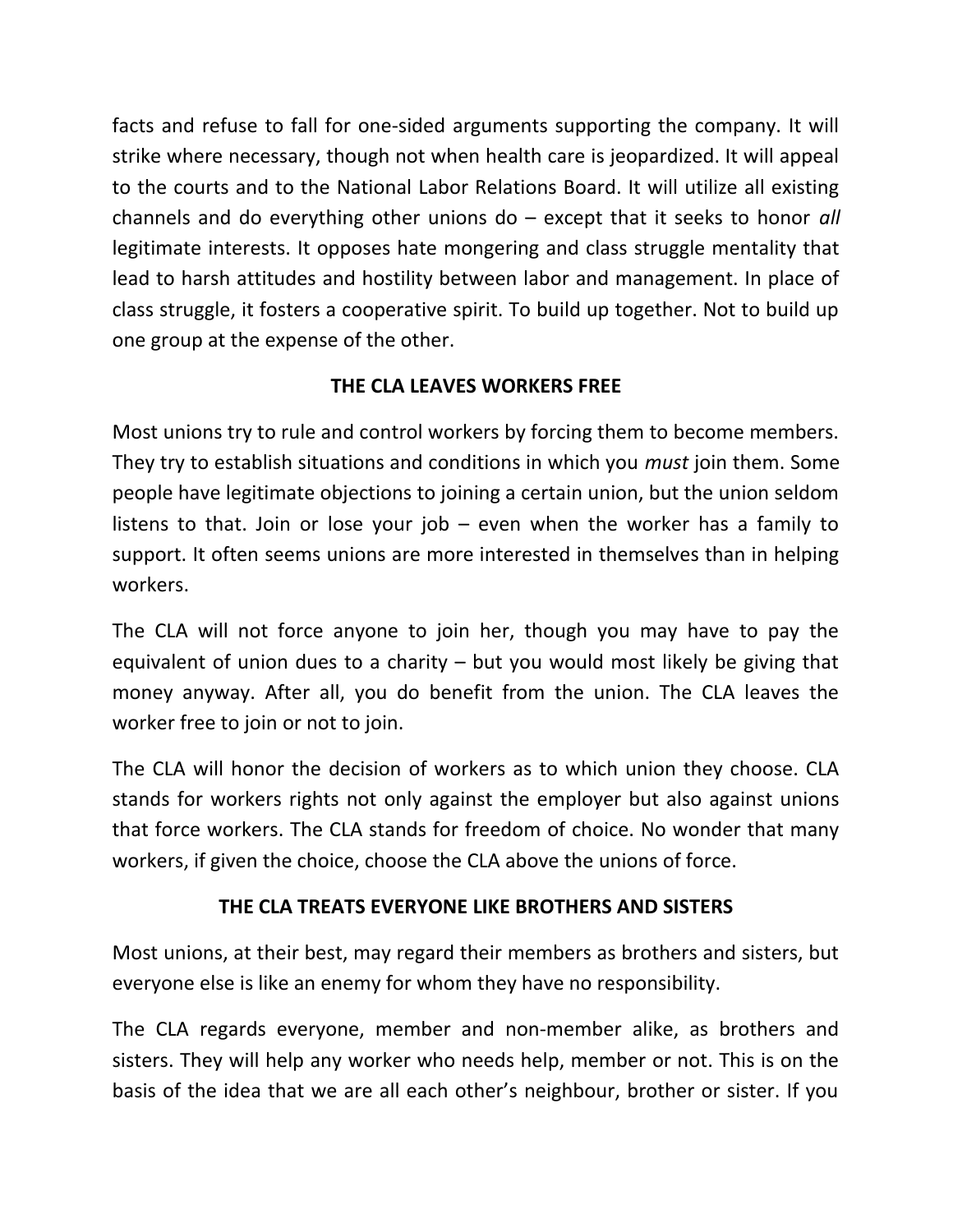facts and refuse to fall for one-sided arguments supporting the company. It will strike where necessary, though not when health care is jeopardized. It will appeal to the courts and to the National Labor Relations Board. It will utilize all existing channels and do everything other unions do – except that it seeks to honor *all* legitimate interests. It opposes hate mongering and class struggle mentality that lead to harsh attitudes and hostility between labor and management. In place of class struggle, it fosters a cooperative spirit. To build up together. Not to build up one group at the expense of the other.

## THE CLA LEAVES WORKERS FREE

Most unions try to rule and control workers by forcing them to become members. They try to establish situations and conditions in which you *must* join them. Some people have legitimate objections to joining a certain union, but the union seldom listens to that. Join or lose your job – even when the worker has a family to support. It often seems unions are more interested in themselves than in helping workers.

The CLA will not force anyone to join her, though you may have to pay the equivalent of union dues to a charity – but you would most likely be giving that money anyway. After all, you do benefit from the union. The CLA leaves the worker free to join or not to join.

The CLA will honor the decision of workers as to which union they choose. CLA stands for workers rights not only against the employer but also against unions that force workers. The CLA stands for freedom of choice. No wonder that many workers, if given the choice, choose the CLA above the unions of force.

## THE CLA TREATS EVERYONE LIKE BROTHERS AND SISTERS

Most unions, at their best, may regard their members as brothers and sisters, but everyone else is like an enemy for whom they have no responsibility.

The CLA regards everyone, member and non-member alike, as brothers and sisters. They will help any worker who needs help, member or not. This is on the basis of the idea that we are all each other's neighbour, brother or sister. If you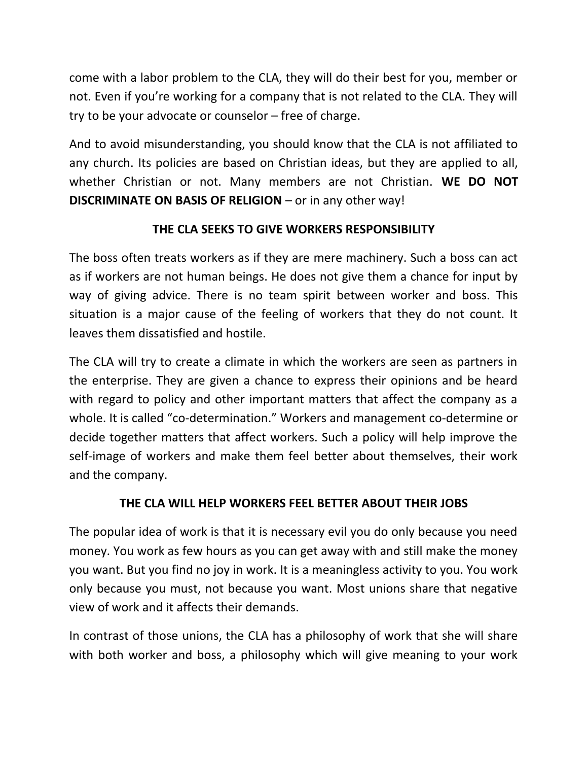come with a labor problem to the CLA, they will do their best for you, member or not. Even if you're working for a company that is not related to the CLA. They will try to be your advocate or counselor – free of charge.

And to avoid misunderstanding, you should know that the CLA is not affiliated to any church. Its policies are based on Christian ideas, but they are applied to all, whether Christian or not. Many members are not Christian. **WE DO NOT DISCRIMINATE ON BASIS OF RELIGION** – or in any other way!

### THE CLA SEEKS TO GIVE WORKERS RESPONSIBILITY

The boss often treats workers as if they are mere machinery. Such a boss can act as if workers are not human beings. He does not give them a chance for input by way of giving advice. There is no team spirit between worker and boss. This situation is a major cause of the feeling of workers that they do not count. It leaves them dissatisfied and hostile.

The CLA will try to create a climate in which the workers are seen as partners in the enterprise. They are given a chance to express their opinions and be heard with regard to policy and other important matters that affect the company as a whole. It is called "co-determination." Workers and management co-determine or decide together matters that affect workers. Such a policy will help improve the self-image of workers and make them feel better about themselves, their work and the company.

### THE CLA WILL HELP WORKERS FEEL BETTER ABOUT THEIR JOBS

The popular idea of work is that it is necessary evil you do only because you need money. You work as few hours as you can get away with and still make the money you want. But you find no joy in work. It is a meaningless activity to you. You work only because you must, not because you want. Most unions share that negative view of work and it affects their demands.

In contrast of those unions, the CLA has a philosophy of work that she will share with both worker and boss, a philosophy which will give meaning to your work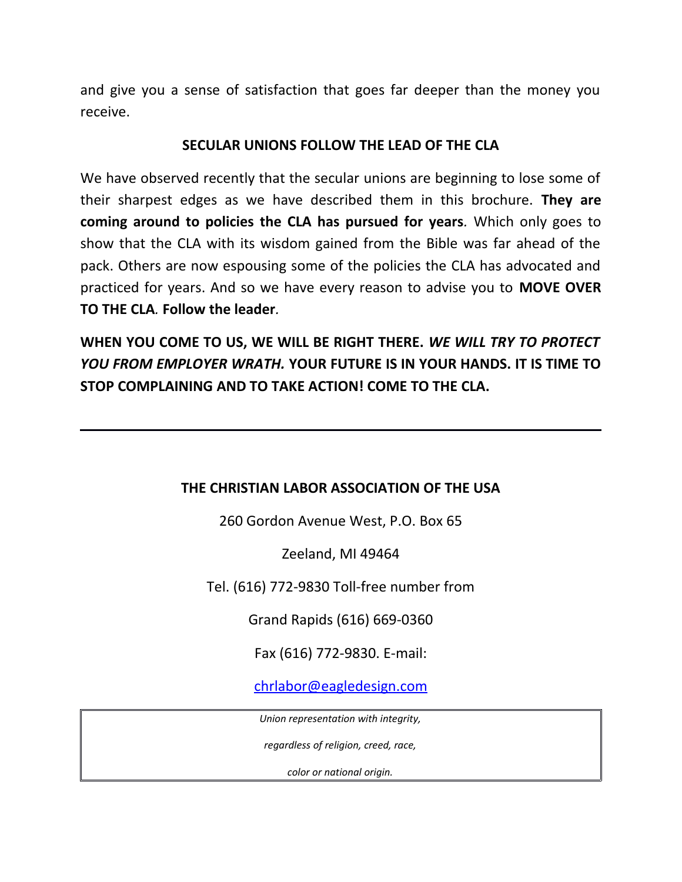and give you a sense of satisfaction that goes far deeper than the money you receive.

## SECULAR UNIONS FOLLOW THE LEAD OF THE CLA

We have observed recently that the secular unions are beginning to lose some of their sharpest edges as we have described them in this brochure. **They are coming around to policies the CLA has pursued for years***.* Which only goes to show that the CLA with its wisdom gained from the Bible was far ahead of the pack. Others are now espousing some of the policies the CLA has advocated and practiced for years. And so we have every reason to advise you to **MOVE OVER TO THE CLA***.* **Follow the leader***.*

**WHEN YOU COME TO US, WE WILL BE RIGHT THERE.** ***WE WILL TRY TO PROTECT YOU FROM EMPLOYER WRATH.*** **YOUR FUTURE IS IN YOUR HANDS. IT IS TIME TO STOP COMPLAINING AND TO TAKE ACTION! COME TO THE CLA.**

---

**THE CHRISTIAN LABOR ASSOCIATION OF THE USA**

260 Gordon Avenue West, P.O. Box 65

Zeeland, MI 49464

Tel. (616) 772-9830 Toll-free number from

Grand Rapids (616) 669-0360

Fax (616) 772-9830. E-mail:

chrlabor@eagledesign.com

*Union representation with integrity,*

*regardless of religion, creed, race,*

*color or national origin.*